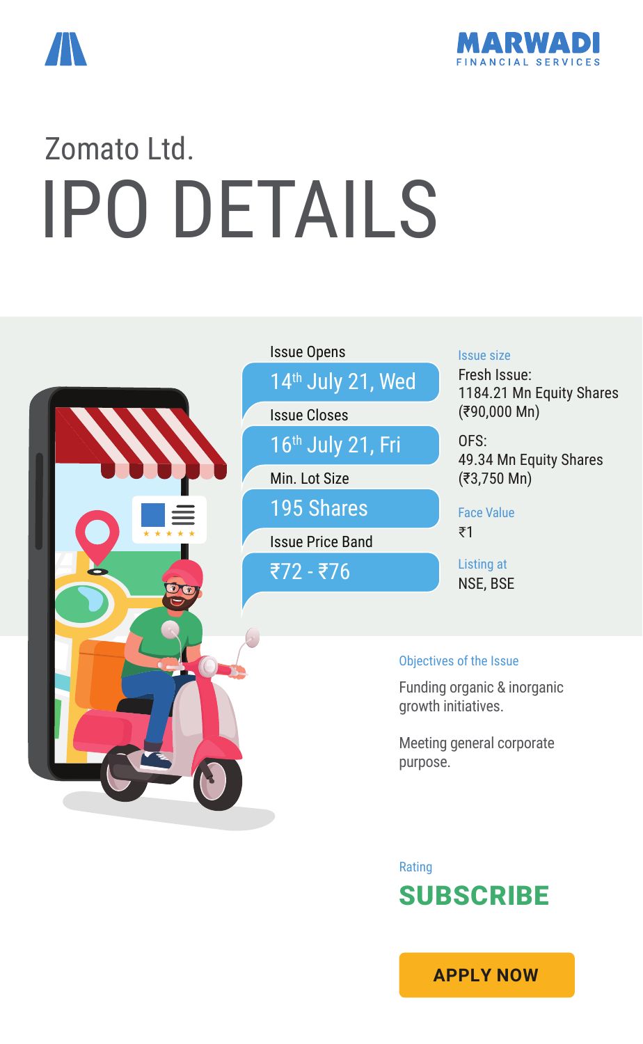MARWADI FINANCIAL SERVICES

# Zomato Ltd.

# IPO DETAILS

**Issue Opens**
14th July 21, Wed

**Issue Closes**
16th July 21, Fri

**Min. Lot Size**
195 Shares

**Issue Price Band**
₹72 - ₹76

**Issue size**

Fresh Issue:
1184.21 Mn Equity Shares
(₹90,000 Mn)

OFS:
49.34 Mn Equity Shares
(₹3,750 Mn)

**Face Value**
₹1

**Listing at**
NSE, BSE

**Objectives of the Issue**

Funding organic & inorganic growth initiatives.

Meeting general corporate purpose.

**Rating**

**SUBSCRIBE**

**APPLY NOW**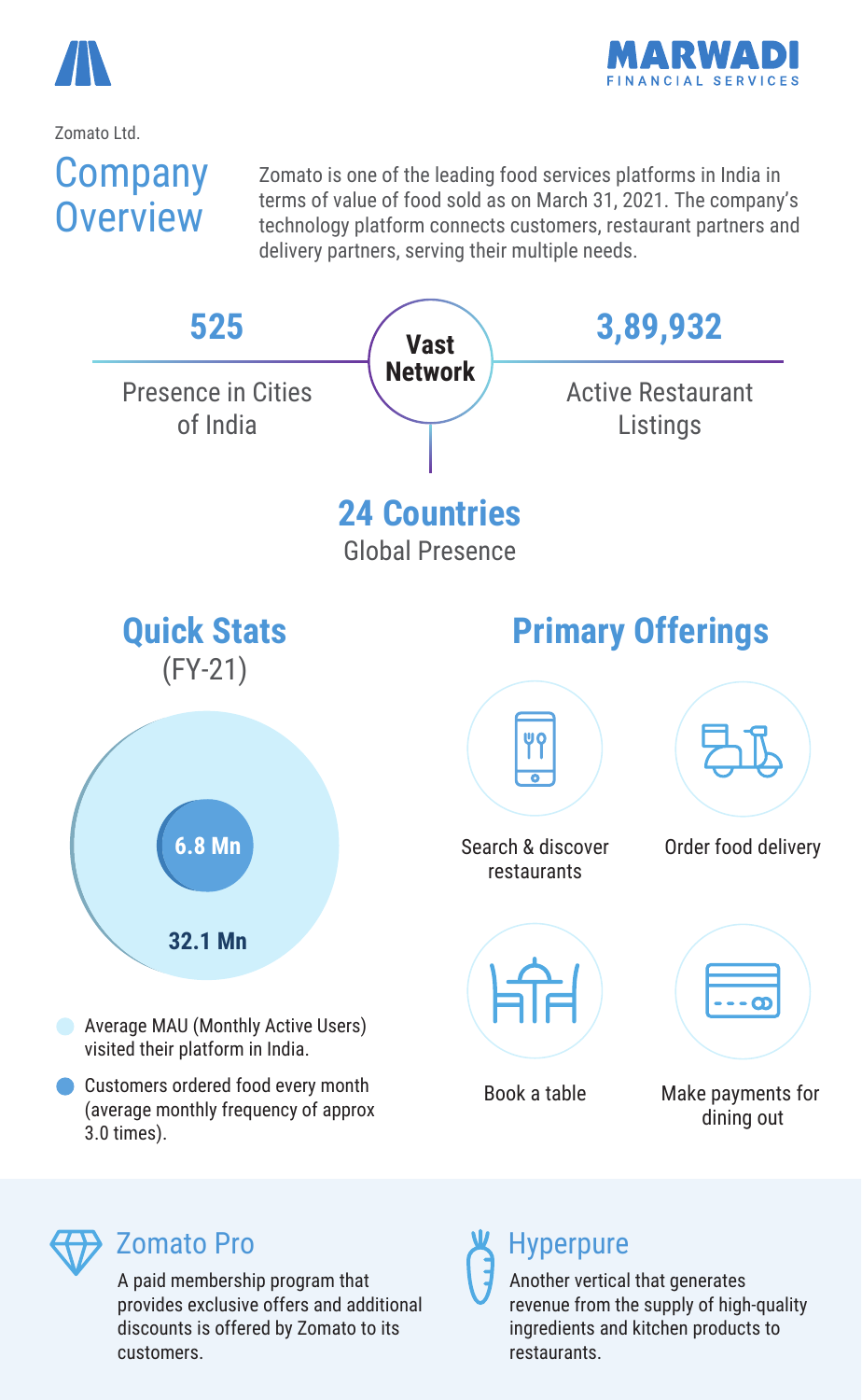Zomato Ltd.

# Company Overview

Zomato is one of the leading food services platforms in India in terms of value of food sold as on March 31, 2021. The company's technology platform connects customers, restaurant partners and delivery partners, serving their multiple needs.

## Vast Network

**525**
Presence in Cities of India

**3,89,932**
Active Restaurant Listings

**24 Countries**
Global Presence

## Quick Stats (FY-21)

**32.1 Mn**

**6.8 Mn**

- Average MAU (Monthly Active Users) visited their platform in India.
- Customers ordered food every month (average monthly frequency of approx 3.0 times).

## Primary Offerings

- Search & discover restaurants
- Order food delivery
- Book a table
- Make payments for dining out

### Zomato Pro

A paid membership program that provides exclusive offers and additional discounts is offered by Zomato to its customers.

### Hyperpure

Another vertical that generates revenue from the supply of high-quality ingredients and kitchen products to restaurants.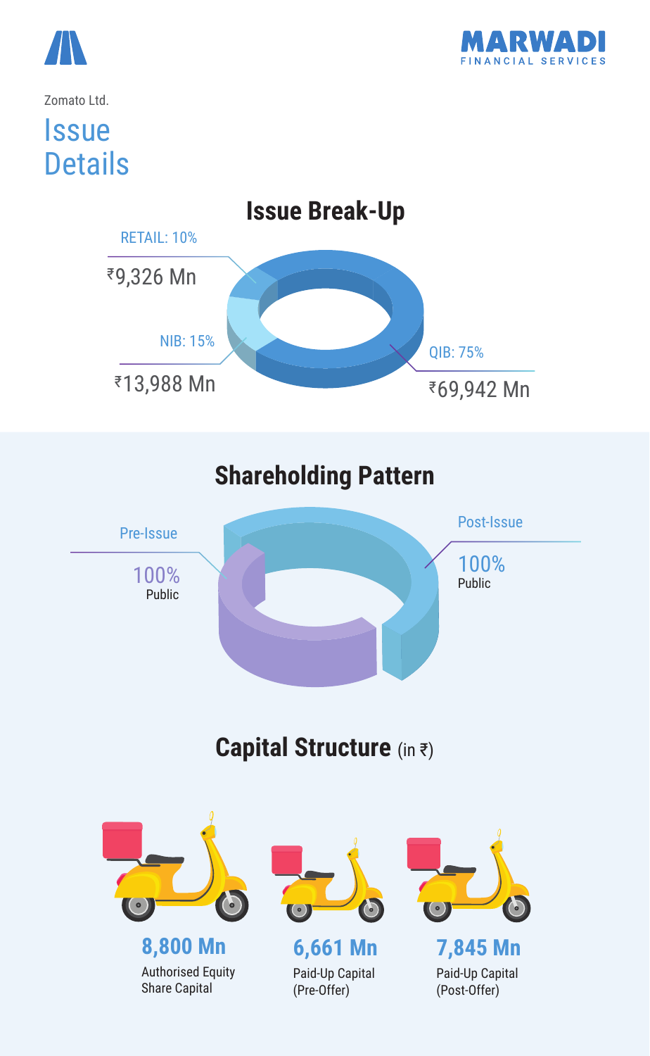Zomato Ltd.

# Issue Details

## Issue Break-Up

| Category | Share | Amount |
|---|---|---|
| RETAIL | 10% | ₹9,326 Mn |
| NIB | 15% | ₹13,988 Mn |
| QIB | 75% | ₹69,942 Mn |

## Shareholding Pattern

| | Public |
|---|---|
| Pre-Issue | 100% |
| Post-Issue | 100% |

## Capital Structure (in ₹)

**8,800 Mn**
Authorised Equity Share Capital

**6,661 Mn**
Paid-Up Capital (Pre-Offer)

**7,845 Mn**
Paid-Up Capital (Post-Offer)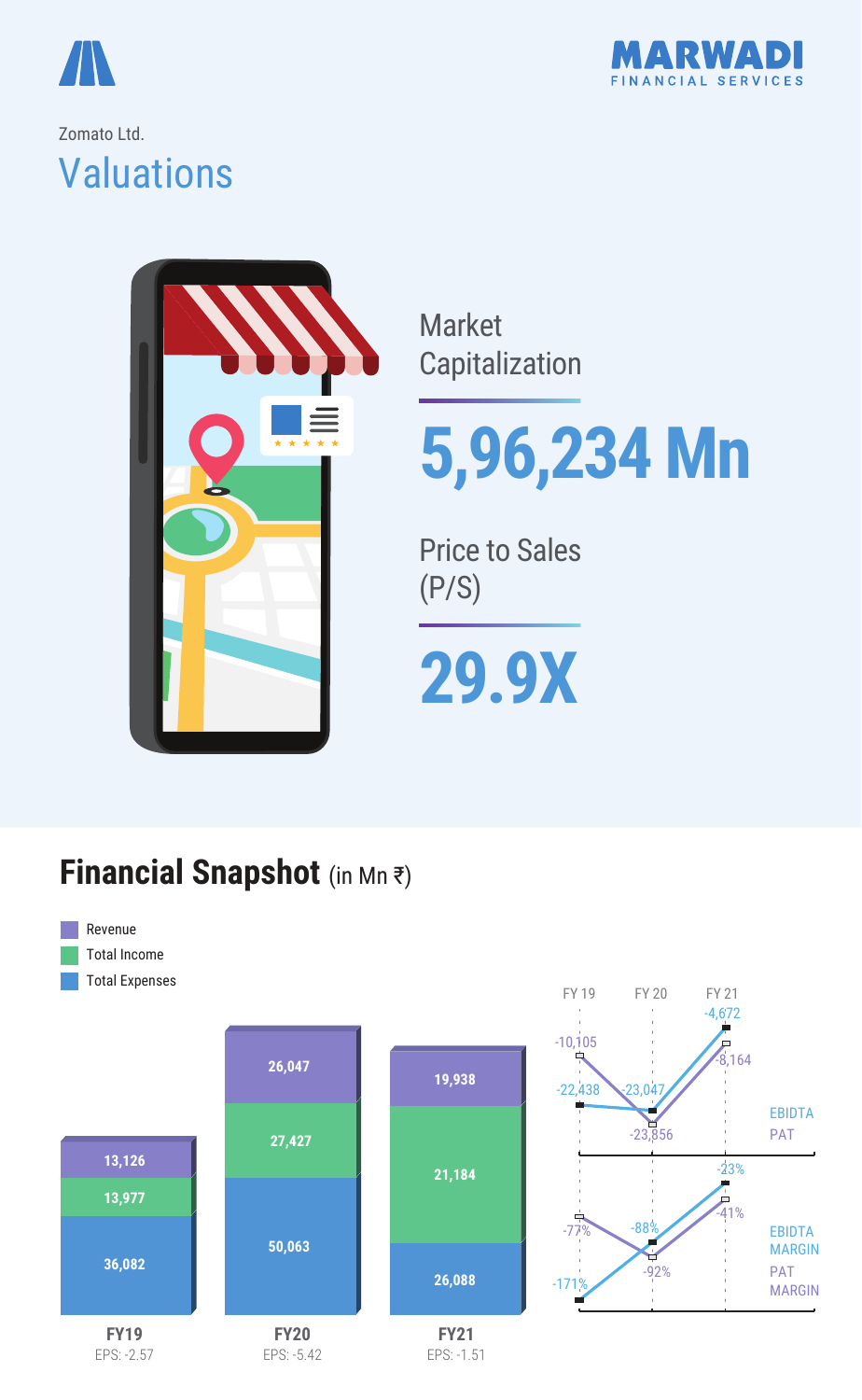Zomato Ltd.

# Valuations

Market Capitalization

**5,96,234 Mn**

Price to Sales (P/S)

**29.9X**

## Financial Snapshot (in Mn ₹)

| | FY19 | FY20 | FY21 |
|---|---|---|---|
| Revenue | 13,126 | 26,047 | 19,938 |
| Total Income | 13,977 | 27,427 | 21,184 |
| Total Expenses | 36,082 | 50,063 | 26,088 |
| EPS | -2.57 | -5.42 | -1.51 |

| | FY 19 | FY 20 | FY 21 |
|---|---|---|---|
| EBIDTA | -22,438 | -23,047 | -4,672 |
| PAT | -10,105 | -23,856 | -8,164 |
| EBIDTA MARGIN | -171% | -88% | -23% |
| PAT MARGIN | -77% | -92% | -41% |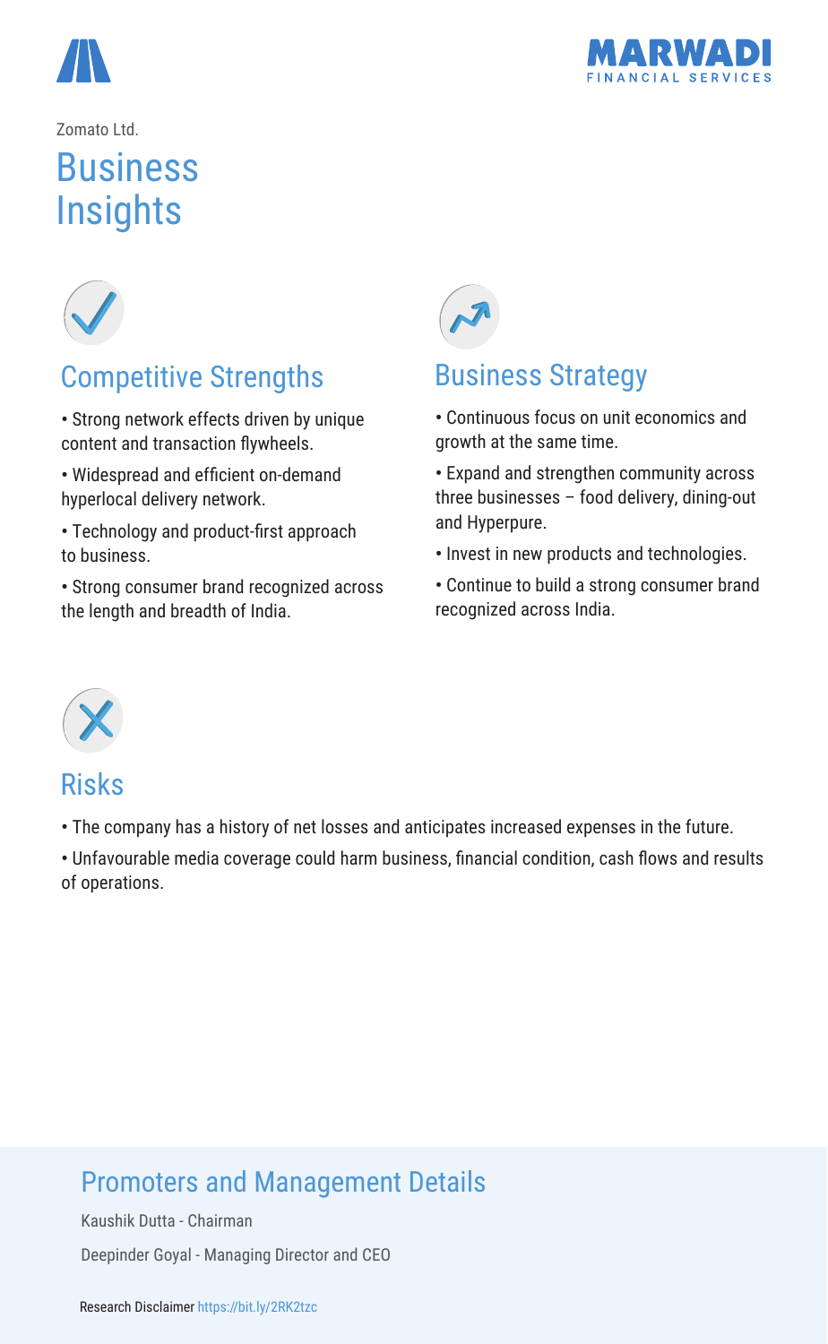Zomato Ltd.

# Business Insights

## Competitive Strengths

- Strong network effects driven by unique content and transaction flywheels.
- Widespread and efficient on-demand hyperlocal delivery network.
- Technology and product-first approach to business.
- Strong consumer brand recognized across the length and breadth of India.

## Business Strategy

- Continuous focus on unit economics and growth at the same time.
- Expand and strengthen community across three businesses – food delivery, dining-out and Hyperpure.
- Invest in new products and technologies.
- Continue to build a strong consumer brand recognized across India.

## Risks

- The company has a history of net losses and anticipates increased expenses in the future.
- Unfavourable media coverage could harm business, financial condition, cash flows and results of operations.

## Promoters and Management Details

Kaushik Dutta - Chairman

Deepinder Goyal - Managing Director and CEO

Research Disclaimer https://bit.ly/2RK2tzc